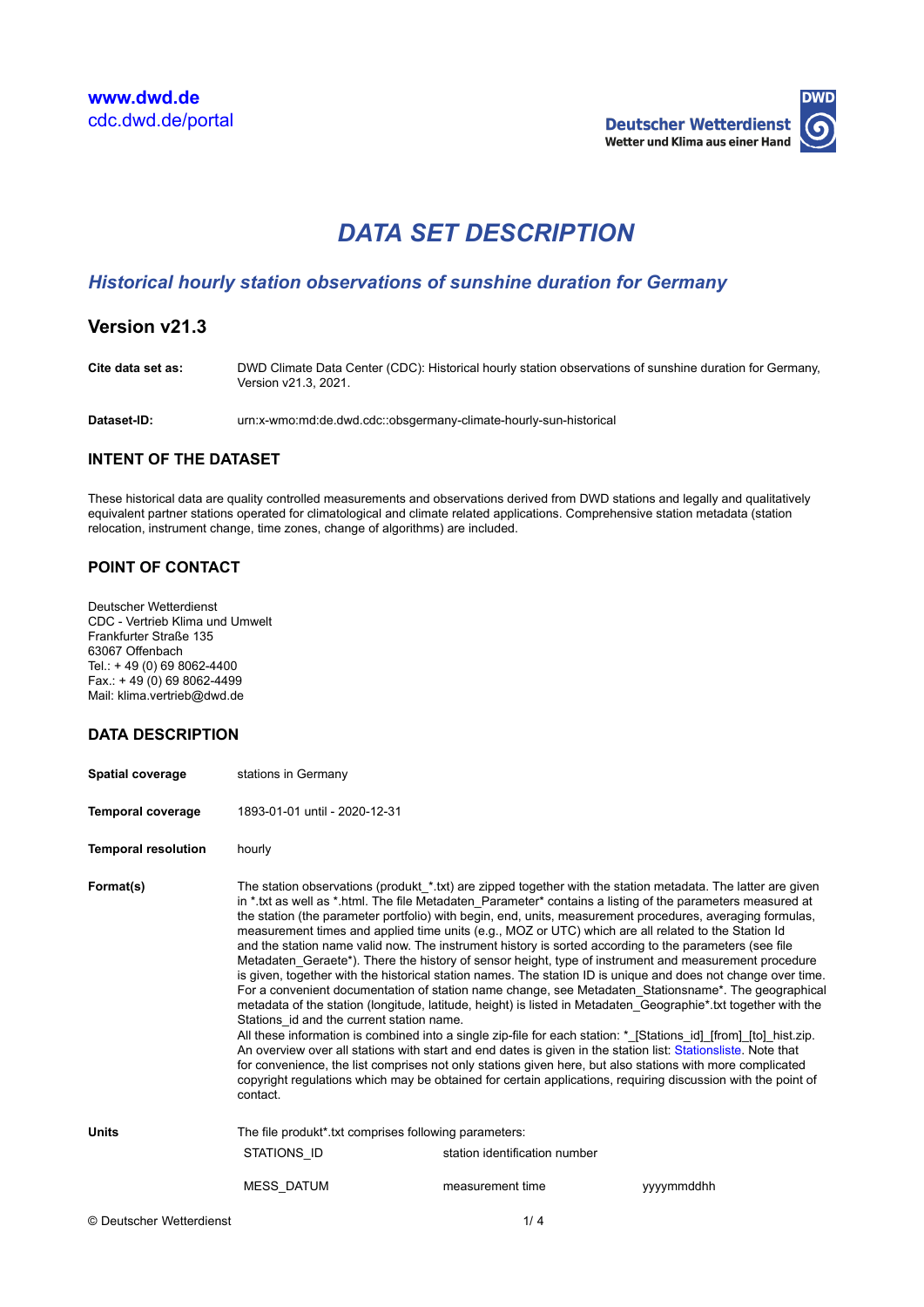www.dwd.de
cdc.dwd.de/portal

Deutscher Wetterdienst
Wetter und Klima aus einer Hand

# DATA SET DESCRIPTION

## *Historical hourly station observations of sunshine duration for Germany*

### Version v21.3

**Cite data set as:** DWD Climate Data Center (CDC): Historical hourly station observations of sunshine duration for Germany, Version v21.3, 2021.

**Dataset-ID:** urn:x-wmo:md:de.dwd.cdc::obsgermany-climate-hourly-sun-historical

### INTENT OF THE DATASET

These historical data are quality controlled measurements and observations derived from DWD stations and legally and qualitatively equivalent partner stations operated for climatological and climate related applications. Comprehensive station metadata (station relocation, instrument change, time zones, change of algorithms) are included.

### POINT OF CONTACT

Deutscher Wetterdienst
CDC - Vertrieb Klima und Umwelt
Frankfurter Straße 135
63067 Offenbach
Tel.: + 49 (0) 69 8062-4400
Fax.: + 49 (0) 69 8062-4499
Mail: klima.vertrieb@dwd.de

### DATA DESCRIPTION

**Spatial coverage** stations in Germany

**Temporal coverage** 1893-01-01 until - 2020-12-31

**Temporal resolution** hourly

**Format(s)** The station observations (produkt_*.txt) are zipped together with the station metadata. The latter are given in *.txt as well as *.html. The file Metadaten_Parameter* contains a listing of the parameters measured at the station (the parameter portfolio) with begin, end, units, measurement procedures, averaging formulas, measurement times and applied time units (e.g., MOZ or UTC) which are all related to the Station Id and the station name valid now. The instrument history is sorted according to the parameters (see file Metadaten_Geraete*). There the history of sensor height, type of instrument and measurement procedure is given, together with the historical station names. The station ID is unique and does not change over time. For a convenient documentation of station name change, see Metadaten_Stationsname*. The geographical metadata of the station (longitude, latitude, height) is listed in Metadaten_Geographie*.txt together with the Stations_id and the current station name.
All these information is combined into a single zip-file for each station: *_[Stations_id]_[from]_[to]_hist.zip.
An overview over all stations with start and end dates is given in the station list: Stationsliste. Note that for convenience, the list comprises not only stations given here, but also stations with more complicated copyright regulations which may be obtained for certain applications, requiring discussion with the point of contact.

**Units** The file produkt*.txt comprises following parameters:

| | | |
|---|---|---|
| STATIONS_ID | station identification number | |
| MESS_DATUM | measurement time | yyyymmddhh |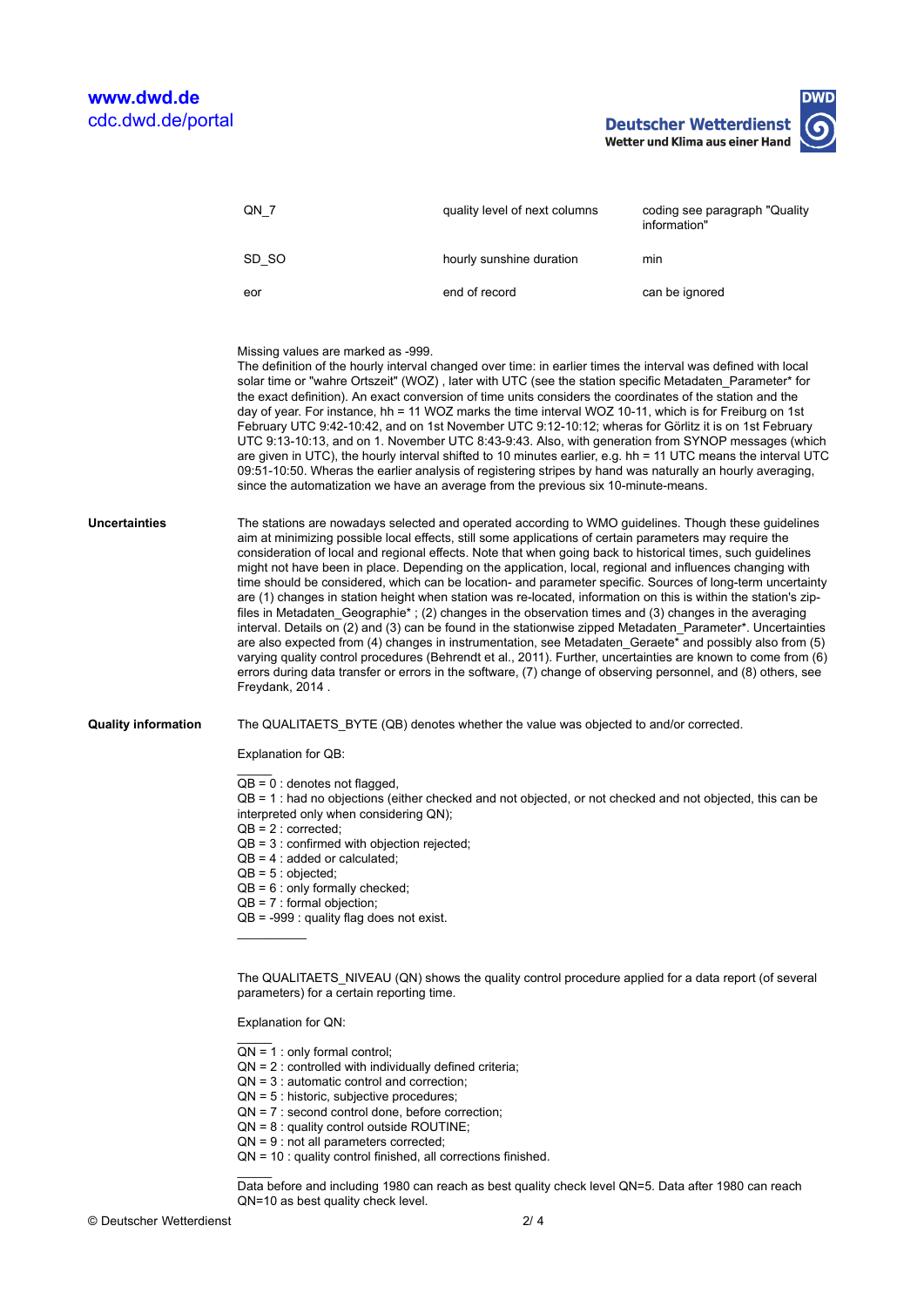| QN_7 | quality level of next columns | coding see paragraph "Quality information" |
| --- | --- | --- |
| SD_SO | hourly sunshine duration | min |
| eor | end of record | can be ignored |

Missing values are marked as -999.
The definition of the hourly interval changed over time: in earlier times the interval was defined with local solar time or "wahre Ortszeit" (WOZ) , later with UTC (see the station specific Metadaten_Parameter* for the exact definition). An exact conversion of time units considers the coordinates of the station and the day of year. For instance, hh = 11 WOZ marks the time interval WOZ 10-11, which is for Freiburg on 1st February UTC 9:42-10:42, and on 1st November UTC 9:12-10:12; wheras for Görlitz it is on 1st February UTC 9:13-10:13, and on 1. November UTC 8:43-9:43. Also, with generation from SYNOP messages (which are given in UTC), the hourly interval shifted to 10 minutes earlier, e.g. hh = 11 UTC means the interval UTC 09:51-10:50. Wheras the earlier analysis of registering stripes by hand was naturally an hourly averaging, since the automatization we have an average from the previous six 10-minute-means.

**Uncertainties**

The stations are nowadays selected and operated according to WMO guidelines. Though these guidelines aim at minimizing possible local effects, still some applications of certain parameters may require the consideration of local and regional effects. Note that when going back to historical times, such guidelines might not have been in place. Depending on the application, local, regional and influences changing with time should be considered, which can be location- and parameter specific. Sources of long-term uncertainty are (1) changes in station height when station was re-located, information on this is within the station's zip-files in Metadaten_Geographie* ; (2) changes in the observation times and (3) changes in the averaging interval. Details on (2) and (3) can be found in the stationwise zipped Metadaten_Parameter*. Uncertainties are also expected from (4) changes in instrumentation, see Metadaten_Geraete* and possibly also from (5) varying quality control procedures (Behrendt et al., 2011). Further, uncertainties are known to come from (6) errors during data transfer or errors in the software, (7) change of observing personnel, and (8) others, see Freydank, 2014 .

**Quality information**

The QUALITAETS_BYTE (QB) denotes whether the value was objected to and/or corrected.

Explanation for QB:

QB = 0 : denotes not flagged,
QB = 1 : had no objections (either checked and not objected, or not checked and not objected, this can be interpreted only when considering QN);
QB = 2 : corrected;
QB = 3 : confirmed with objection rejected;
QB = 4 : added or calculated;
QB = 5 : objected;
QB = 6 : only formally checked;
QB = 7 : formal objection;
QB = -999 : quality flag does not exist.

The QUALITAETS_NIVEAU (QN) shows the quality control procedure applied for a data report (of several parameters) for a certain reporting time.

Explanation for QN:

QN = 1 : only formal control;
QN = 2 : controlled with individually defined criteria;
QN = 3 : automatic control and correction;
QN = 5 : historic, subjective procedures;
QN = 7 : second control done, before correction;
QN = 8 : quality control outside ROUTINE;
QN = 9 : not all parameters corrected;
QN = 10 : quality control finished, all corrections finished.

Data before and including 1980 can reach as best quality check level QN=5. Data after 1980 can reach QN=10 as best quality check level.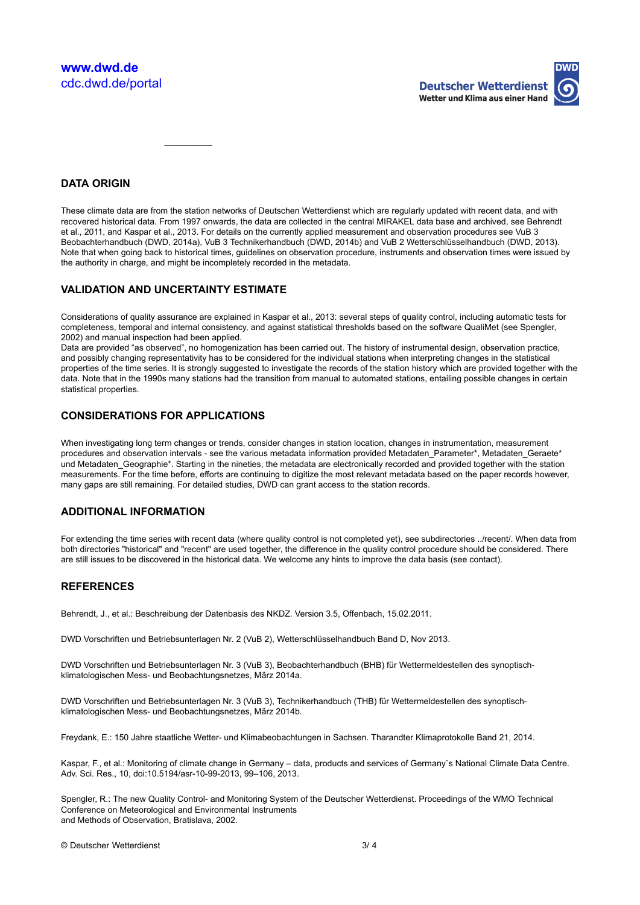## DATA ORIGIN

These climate data are from the station networks of Deutschen Wetterdienst which are regularly updated with recent data, and with recovered historical data. From 1997 onwards, the data are collected in the central MIRAKEL data base and archived, see Behrendt et al., 2011, and Kaspar et al., 2013. For details on the currently applied measurement and observation procedures see VuB 3 Beobachterhandbuch (DWD, 2014a), VuB 3 Technikerhandbuch (DWD, 2014b) and VuB 2 Wetterschlüsselhandbuch (DWD, 2013). Note that when going back to historical times, guidelines on observation procedure, instruments and observation times were issued by the authority in charge, and might be incompletely recorded in the metadata.

## VALIDATION AND UNCERTAINTY ESTIMATE

Considerations of quality assurance are explained in Kaspar et al., 2013: several steps of quality control, including automatic tests for completeness, temporal and internal consistency, and against statistical thresholds based on the software QualiMet (see Spengler, 2002) and manual inspection had been applied.
Data are provided "as observed", no homogenization has been carried out. The history of instrumental design, observation practice, and possibly changing representativity has to be considered for the individual stations when interpreting changes in the statistical properties of the time series. It is strongly suggested to investigate the records of the station history which are provided together with the data. Note that in the 1990s many stations had the transition from manual to automated stations, entailing possible changes in certain statistical properties.

## CONSIDERATIONS FOR APPLICATIONS

When investigating long term changes or trends, consider changes in station location, changes in instrumentation, measurement procedures and observation intervals - see the various metadata information provided Metadaten_Parameter*, Metadaten_Geraete* und Metadaten_Geographie*. Starting in the nineties, the metadata are electronically recorded and provided together with the station measurements. For the time before, efforts are continuing to digitize the most relevant metadata based on the paper records however, many gaps are still remaining. For detailed studies, DWD can grant access to the station records.

## ADDITIONAL INFORMATION

For extending the time series with recent data (where quality control is not completed yet), see subdirectories ../recent/. When data from both directories "historical" and "recent" are used together, the difference in the quality control procedure should be considered. There are still issues to be discovered in the historical data. We welcome any hints to improve the data basis (see contact).

## REFERENCES

Behrendt, J., et al.: Beschreibung der Datenbasis des NKDZ. Version 3.5, Offenbach, 15.02.2011.

DWD Vorschriften und Betriebsunterlagen Nr. 2 (VuB 2), Wetterschlüsselhandbuch Band D, Nov 2013.

DWD Vorschriften und Betriebsunterlagen Nr. 3 (VuB 3), Beobachterhandbuch (BHB) für Wettermeldestellen des synoptisch-klimatologischen Mess- und Beobachtungsnetzes, März 2014a.

DWD Vorschriften und Betriebsunterlagen Nr. 3 (VuB 3), Technikerhandbuch (THB) für Wettermeldestellen des synoptisch-klimatologischen Mess- und Beobachtungsnetzes, März 2014b.

Freydank, E.: 150 Jahre staatliche Wetter- und Klimabeobachtungen in Sachsen. Tharandter Klimaprotokolle Band 21, 2014.

Kaspar, F., et al.: Monitoring of climate change in Germany – data, products and services of Germany`s National Climate Data Centre. Adv. Sci. Res., 10, doi:10.5194/asr-10-99-2013, 99–106, 2013.

Spengler, R.: The new Quality Control- and Monitoring System of the Deutscher Wetterdienst. Proceedings of the WMO Technical Conference on Meteorological and Environmental Instruments and Methods of Observation, Bratislava, 2002.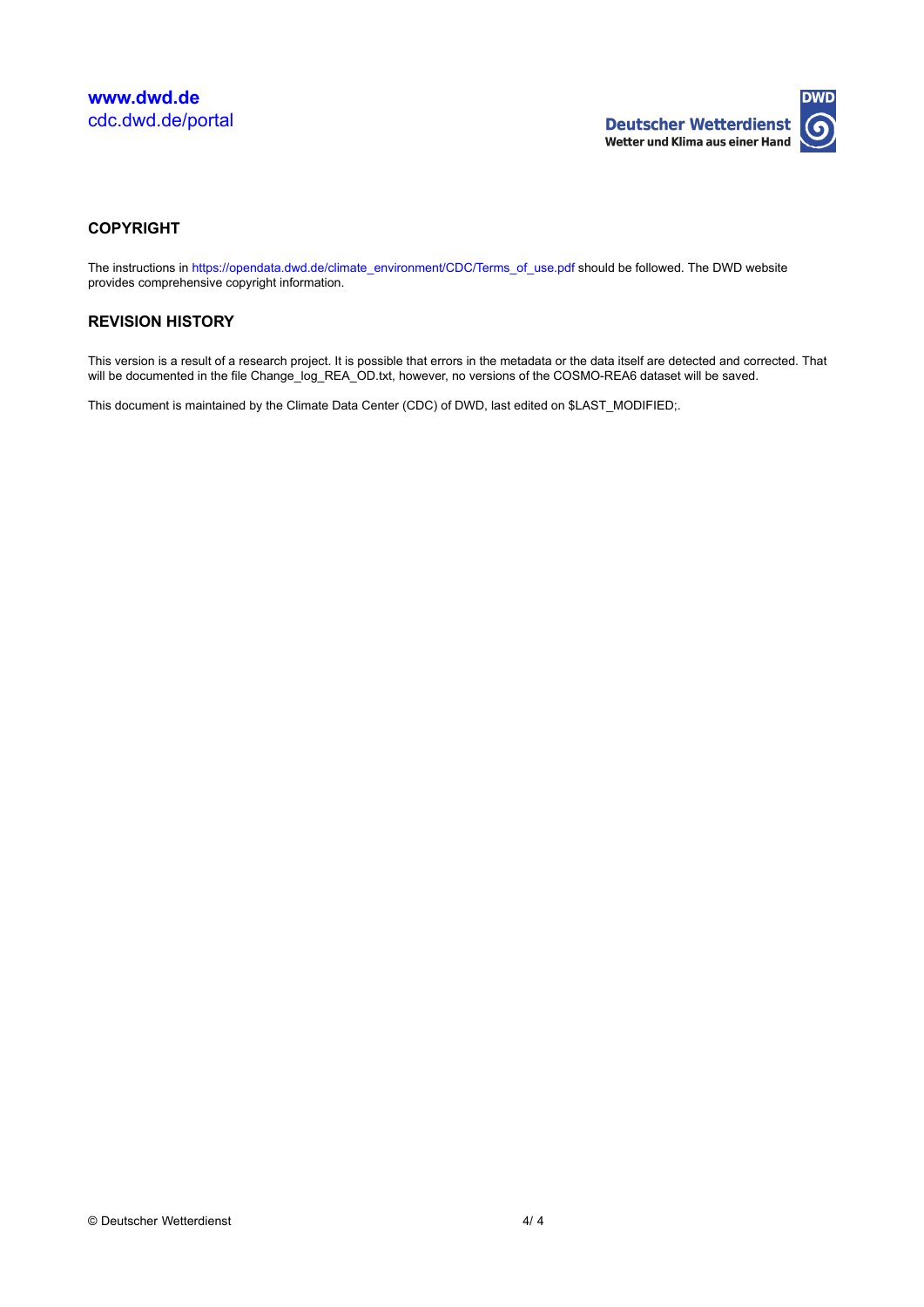## COPYRIGHT

The instructions in https://opendata.dwd.de/climate_environment/CDC/Terms_of_use.pdf should be followed. The DWD website provides comprehensive copyright information.

## REVISION HISTORY

This version is a result of a research project. It is possible that errors in the metadata or the data itself are detected and corrected. That will be documented in the file Change_log_REA_OD.txt, however, no versions of the COSMO-REA6 dataset will be saved.

This document is maintained by the Climate Data Center (CDC) of DWD, last edited on $LAST_MODIFIED;.